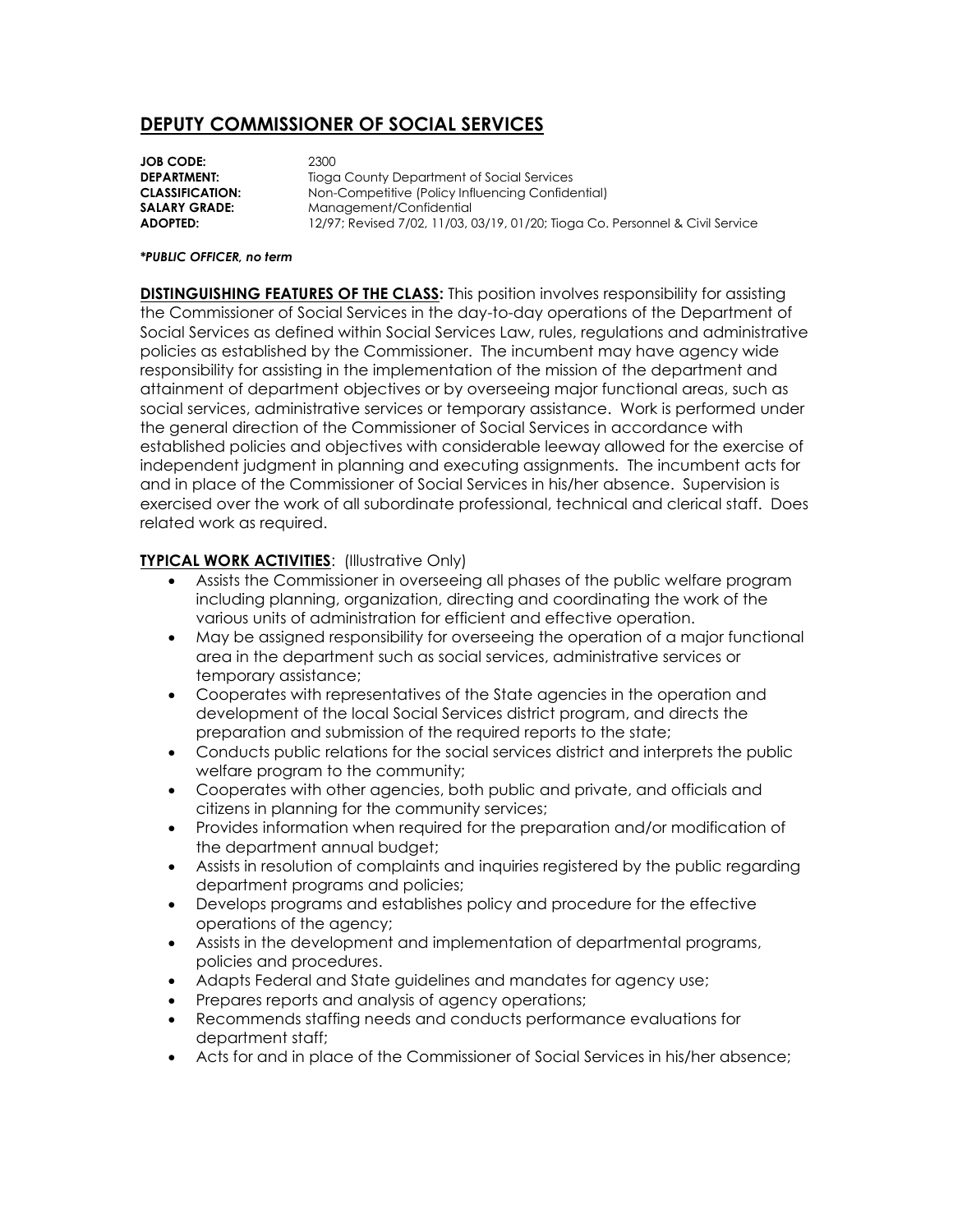# DEPUTY COMMISSIONER OF SOCIAL SERVICES

**JOB CODE:** 2300
**DEPARTMENT:** Tioga County Department of Social Services
**CLASSIFICATION:** Non-Competitive (Policy Influencing Confidential)
**SALARY GRADE:** Management/Confidential
**ADOPTED:** 12/97; Revised 7/02, 11/03, 03/19, 01/20; Tioga Co. Personnel & Civil Service

***PUBLIC OFFICER, no term***

**DISTINGUISHING FEATURES OF THE CLASS:** This position involves responsibility for assisting the Commissioner of Social Services in the day-to-day operations of the Department of Social Services as defined within Social Services Law, rules, regulations and administrative policies as established by the Commissioner. The incumbent may have agency wide responsibility for assisting in the implementation of the mission of the department and attainment of department objectives or by overseeing major functional areas, such as social services, administrative services or temporary assistance. Work is performed under the general direction of the Commissioner of Social Services in accordance with established policies and objectives with considerable leeway allowed for the exercise of independent judgment in planning and executing assignments. The incumbent acts for and in place of the Commissioner of Social Services in his/her absence. Supervision is exercised over the work of all subordinate professional, technical and clerical staff. Does related work as required.

**TYPICAL WORK ACTIVITIES**: (Illustrative Only)

- Assists the Commissioner in overseeing all phases of the public welfare program including planning, organization, directing and coordinating the work of the various units of administration for efficient and effective operation.
- May be assigned responsibility for overseeing the operation of a major functional area in the department such as social services, administrative services or temporary assistance;
- Cooperates with representatives of the State agencies in the operation and development of the local Social Services district program, and directs the preparation and submission of the required reports to the state;
- Conducts public relations for the social services district and interprets the public welfare program to the community;
- Cooperates with other agencies, both public and private, and officials and citizens in planning for the community services;
- Provides information when required for the preparation and/or modification of the department annual budget;
- Assists in resolution of complaints and inquiries registered by the public regarding department programs and policies;
- Develops programs and establishes policy and procedure for the effective operations of the agency;
- Assists in the development and implementation of departmental programs, policies and procedures.
- Adapts Federal and State guidelines and mandates for agency use;
- Prepares reports and analysis of agency operations;
- Recommends staffing needs and conducts performance evaluations for department staff;
- Acts for and in place of the Commissioner of Social Services in his/her absence;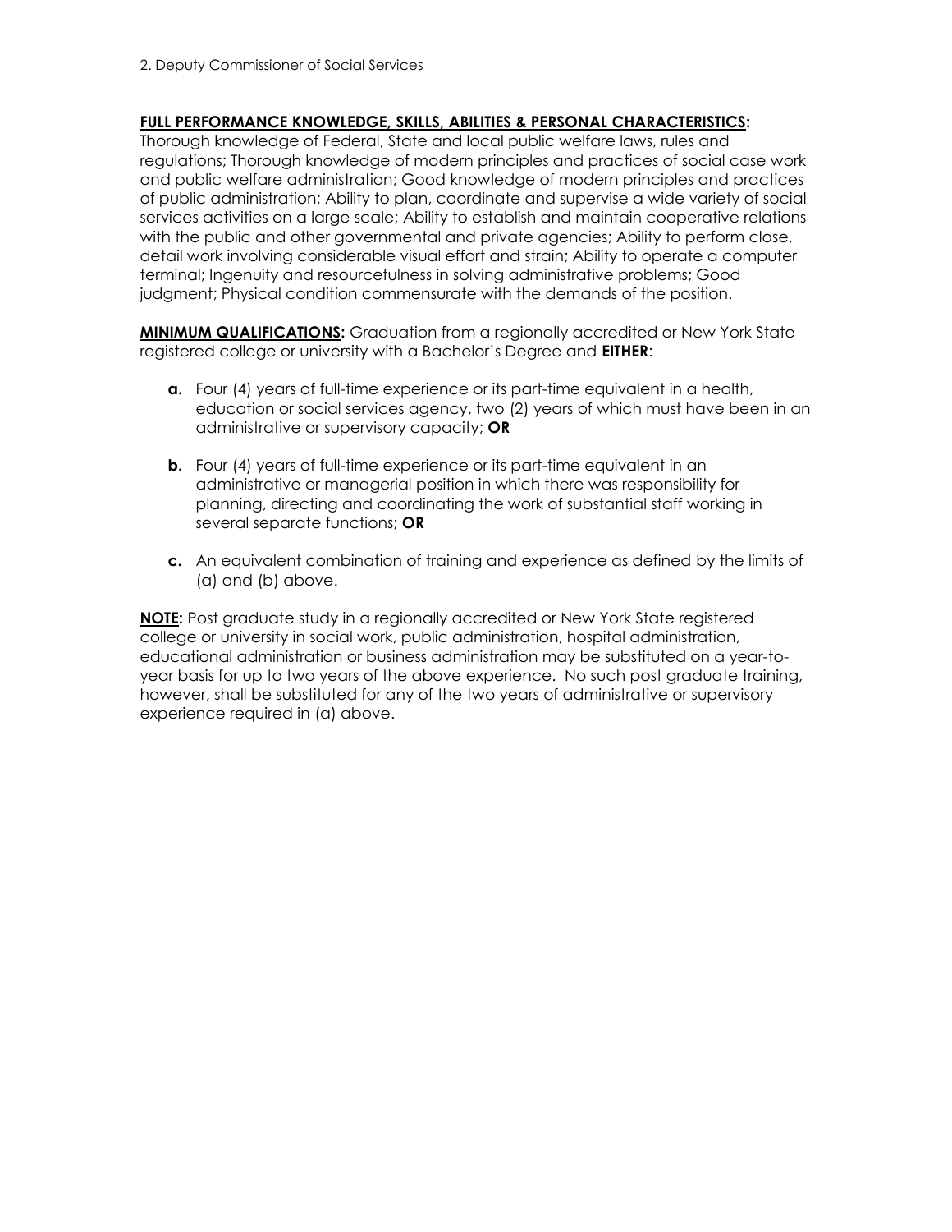**FULL PERFORMANCE KNOWLEDGE, SKILLS, ABILITIES & PERSONAL CHARACTERISTICS:**
Thorough knowledge of Federal, State and local public welfare laws, rules and regulations; Thorough knowledge of modern principles and practices of social case work and public welfare administration; Good knowledge of modern principles and practices of public administration; Ability to plan, coordinate and supervise a wide variety of social services activities on a large scale; Ability to establish and maintain cooperative relations with the public and other governmental and private agencies; Ability to perform close, detail work involving considerable visual effort and strain; Ability to operate a computer terminal; Ingenuity and resourcefulness in solving administrative problems; Good judgment; Physical condition commensurate with the demands of the position.

**MINIMUM QUALIFICATIONS:** Graduation from a regionally accredited or New York State registered college or university with a Bachelor's Degree and **EITHER**:

**a.** Four (4) years of full-time experience or its part-time equivalent in a health, education or social services agency, two (2) years of which must have been in an administrative or supervisory capacity; **OR**

**b.** Four (4) years of full-time experience or its part-time equivalent in an administrative or managerial position in which there was responsibility for planning, directing and coordinating the work of substantial staff working in several separate functions; **OR**

**c.** An equivalent combination of training and experience as defined by the limits of (a) and (b) above.

**NOTE:** Post graduate study in a regionally accredited or New York State registered college or university in social work, public administration, hospital administration, educational administration or business administration may be substituted on a year-to-year basis for up to two years of the above experience. No such post graduate training, however, shall be substituted for any of the two years of administrative or supervisory experience required in (a) above.